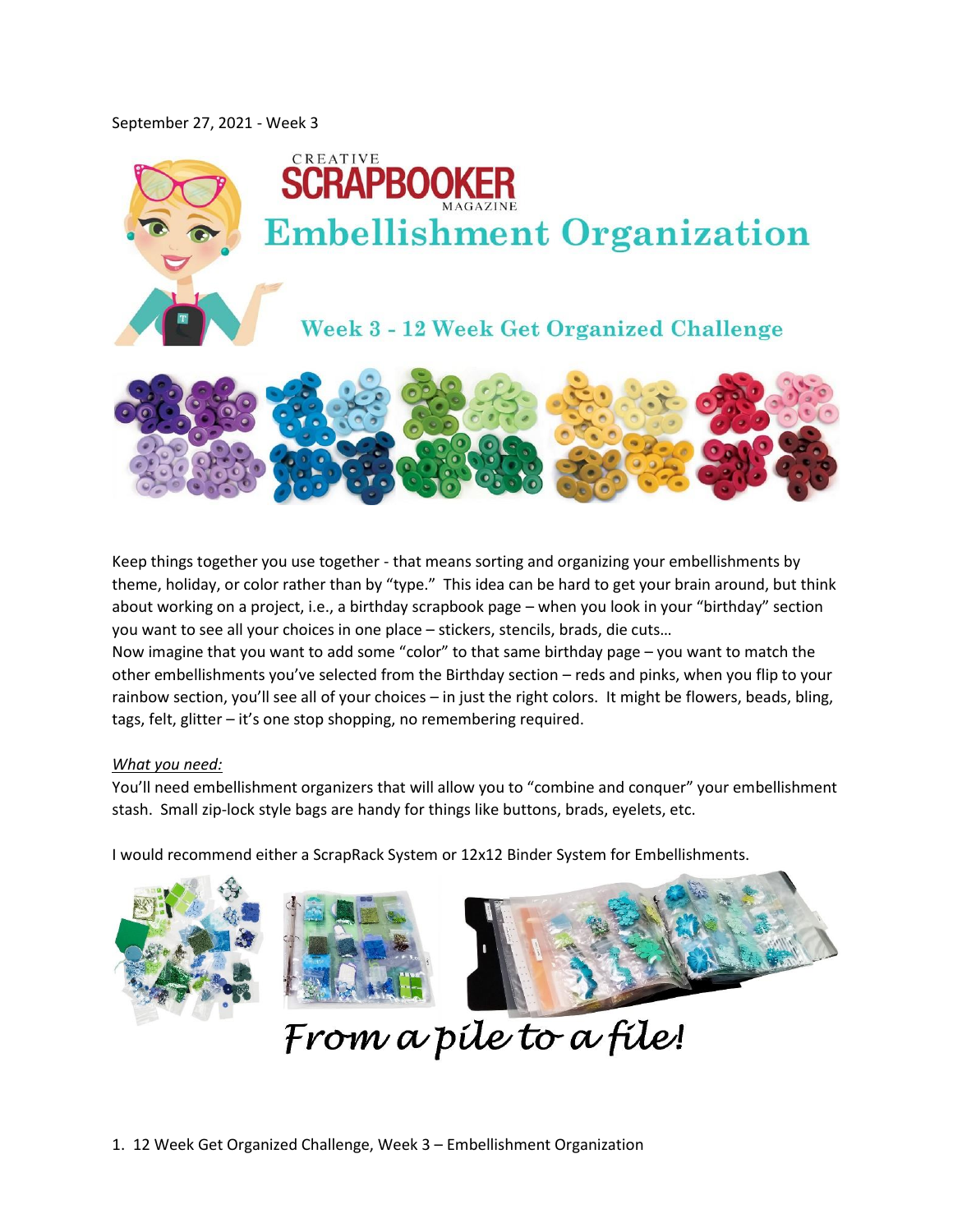September 27, 2021 - Week 3

# CREATIVE SCRAPBOOKER MAGAZINE Embellishment Organization

## Week 3 - 12 Week Get Organized Challenge

Keep things together you use together - that means sorting and organizing your embellishments by theme, holiday, or color rather than by "type." This idea can be hard to get your brain around, but think about working on a project, i.e., a birthday scrapbook page – when you look in your "birthday" section you want to see all your choices in one place – stickers, stencils, brads, die cuts…
Now imagine that you want to add some "color" to that same birthday page – you want to match the other embellishments you've selected from the Birthday section – reds and pinks, when you flip to your rainbow section, you'll see all of your choices – in just the right colors. It might be flowers, beads, bling, tags, felt, glitter – it's one stop shopping, no remembering required.

*What you need:*
You'll need embellishment organizers that will allow you to "combine and conquer" your embellishment stash. Small zip-lock style bags are handy for things like buttons, brads, eyelets, etc.

I would recommend either a ScrapRack System or 12x12 Binder System for Embellishments.

*From a pile to a file!*

1. 12 Week Get Organized Challenge, Week 3 – Embellishment Organization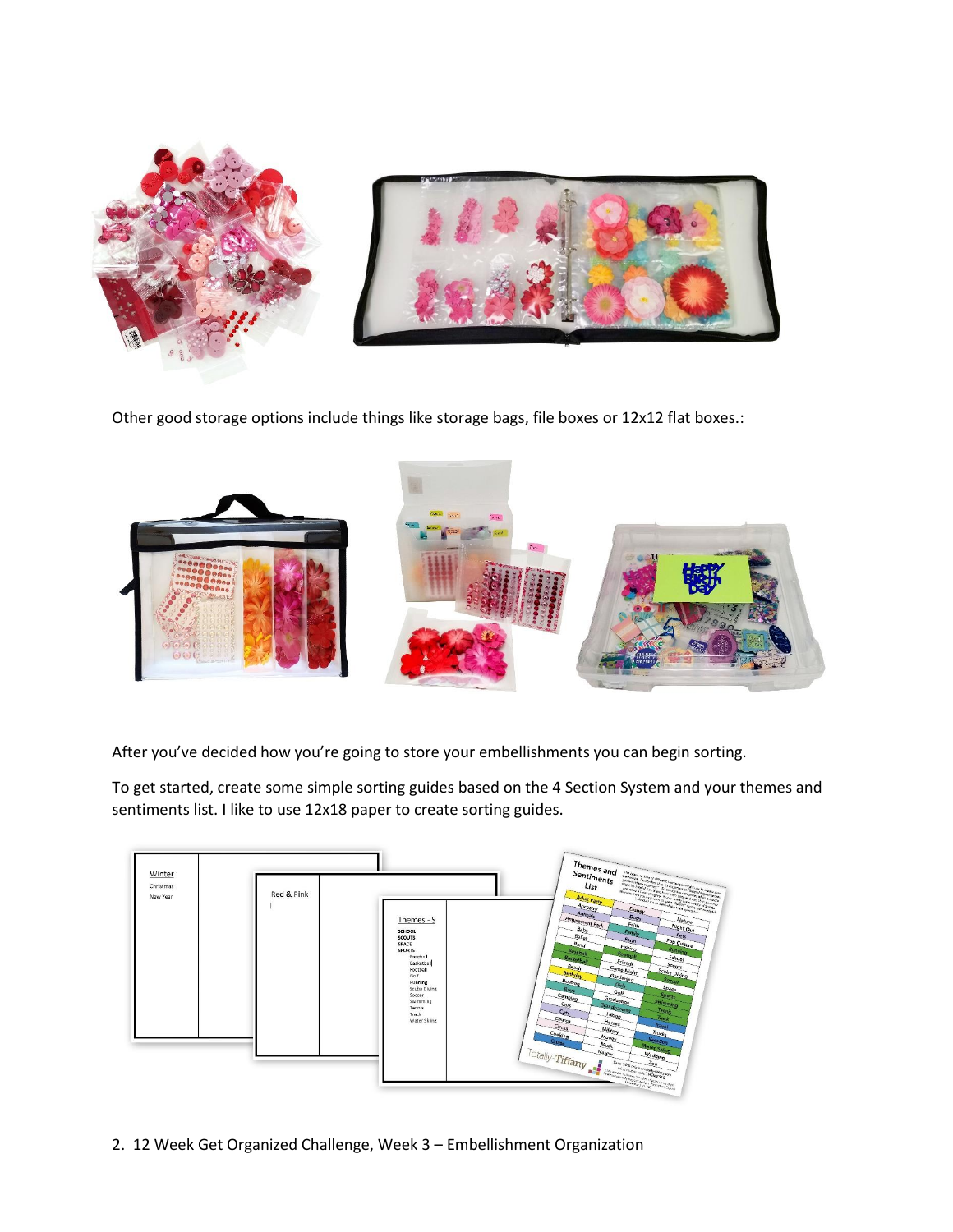Other good storage options include things like storage bags, file boxes or 12x12 flat boxes.:

After you've decided how you're going to store your embellishments you can begin sorting.

To get started, create some simple sorting guides based on the 4 Section System and your themes and sentiments list. I like to use 12x18 paper to create sorting guides.

2. 12 Week Get Organized Challenge, Week 3 – Embellishment Organization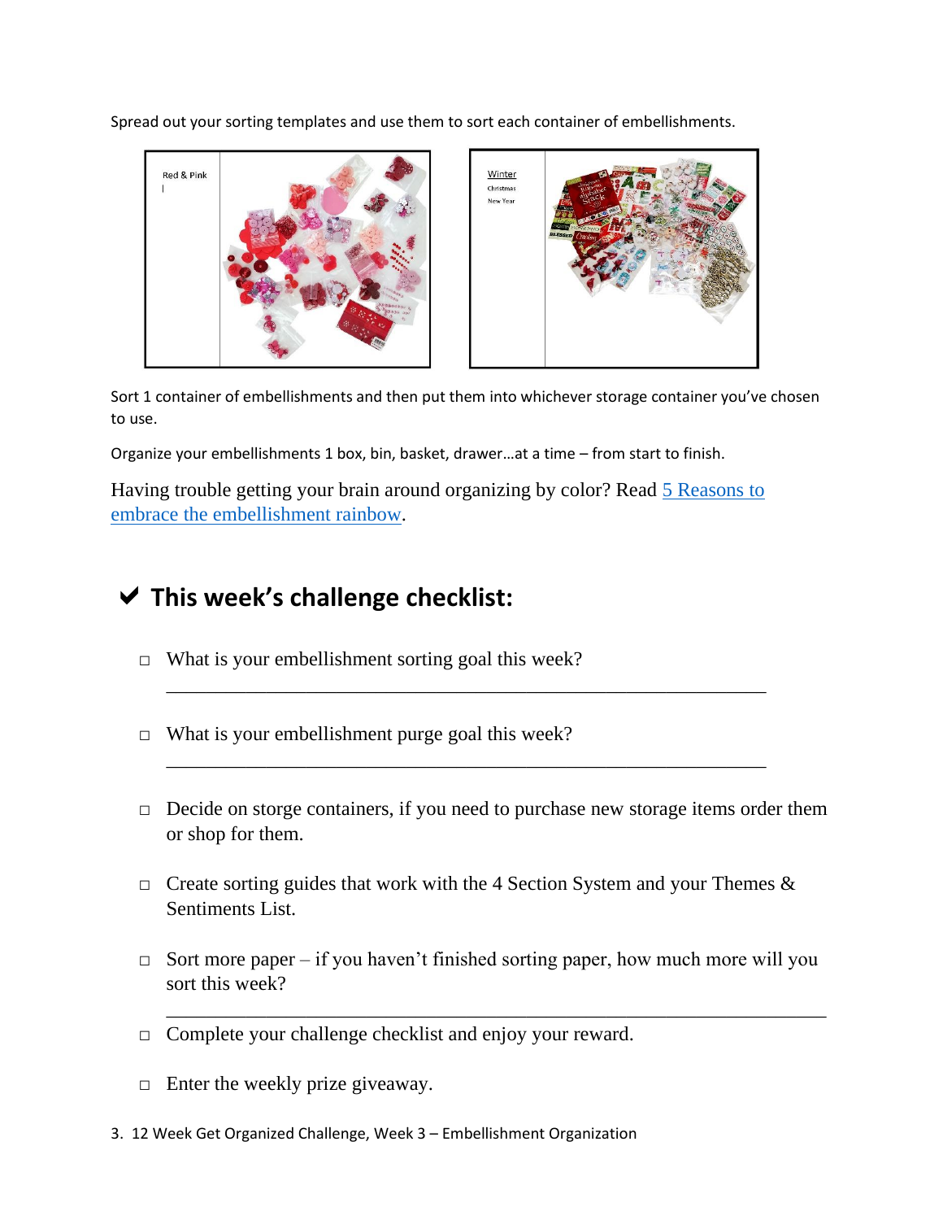Spread out your sorting templates and use them to sort each container of embellishments.

Red & Pink

Winter
Christmas
New Year

Sort 1 container of embellishments and then put them into whichever storage container you've chosen to use.

Organize your embellishments 1 box, bin, basket, drawer…at a time – from start to finish.

Having trouble getting your brain around organizing by color? Read [5 Reasons to embrace the embellishment rainbow](#).

## ✔ This week's challenge checklist:

- □ What is your embellishment sorting goal this week?

  ___________________________________________________________

- □ What is your embellishment purge goal this week?

  ___________________________________________________________

- □ Decide on storge containers, if you need to purchase new storage items order them or shop for them.

- □ Create sorting guides that work with the 4 Section System and your Themes & Sentiments List.

- □ Sort more paper – if you haven't finished sorting paper, how much more will you sort this week?

  ___________________________________________________________

- □ Complete your challenge checklist and enjoy your reward.

- □ Enter the weekly prize giveaway.